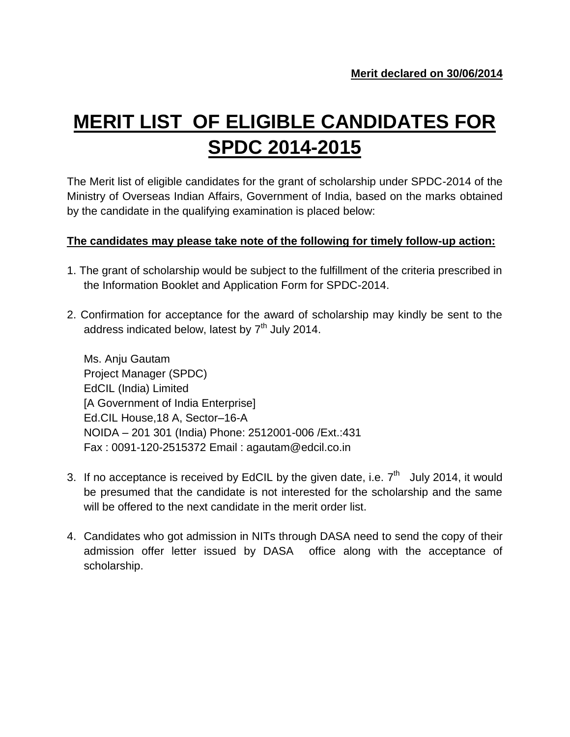**Merit declared on 30/06/2014**

# MERIT LIST OF ELIGIBLE CANDIDATES FOR SPDC 2014-2015

The Merit list of eligible candidates for the grant of scholarship under SPDC-2014 of the Ministry of Overseas Indian Affairs, Government of India, based on the marks obtained by the candidate in the qualifying examination is placed below:

**The candidates may please take note of the following for timely follow-up action:**

1. The grant of scholarship would be subject to the fulfillment of the criteria prescribed in the Information Booklet and Application Form for SPDC-2014.

2. Confirmation for acceptance for the award of scholarship may kindly be sent to the address indicated below, latest by 7th July 2014.

   Ms. Anju Gautam
   Project Manager (SPDC)
   EdCIL (India) Limited
   [A Government of India Enterprise]
   Ed.CIL House,18 A, Sector–16-A
   NOIDA – 201 301 (India) Phone: 2512001-006 /Ext.:431
   Fax : 0091-120-2515372 Email : agautam@edcil.co.in

3. If no acceptance is received by EdCIL by the given date, i.e. 7th July 2014, it would be presumed that the candidate is not interested for the scholarship and the same will be offered to the next candidate in the merit order list.

4. Candidates who got admission in NITs through DASA need to send the copy of their admission offer letter issued by DASA office along with the acceptance of scholarship.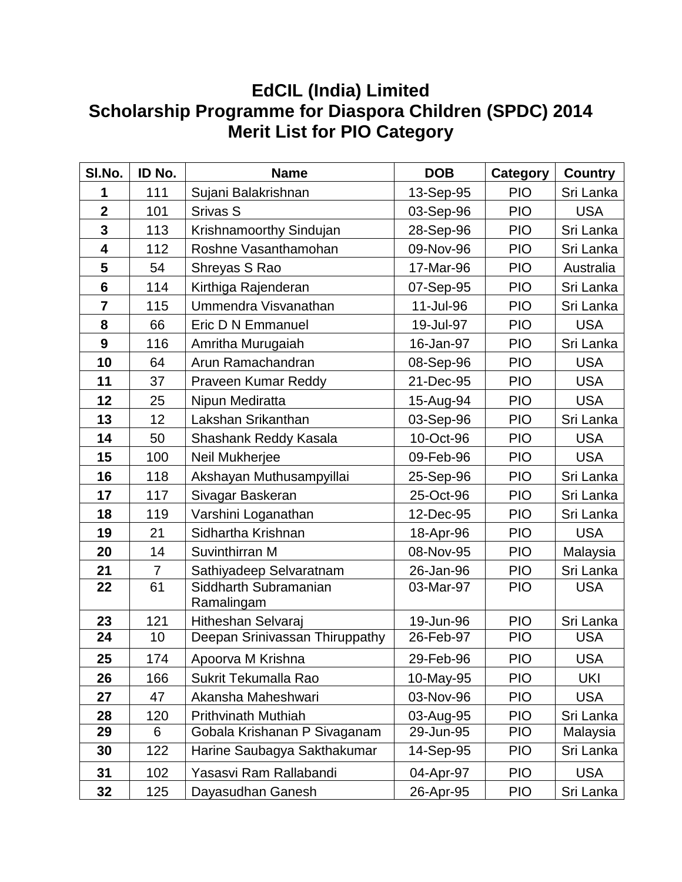# EdCIL (India) Limited
## Scholarship Programme for Diaspora Children (SPDC) 2014
## Merit List for PIO Category

| Sl.No. | ID No. | Name | DOB | Category | Country |
|---|---|---|---|---|---|
| **1** | 111 | Sujani Balakrishnan | 13-Sep-95 | PIO | Sri Lanka |
| **2** | 101 | Srivas S | 03-Sep-96 | PIO | USA |
| **3** | 113 | Krishnamoorthy Sindujan | 28-Sep-96 | PIO | Sri Lanka |
| **4** | 112 | Roshne Vasanthamohan | 09-Nov-96 | PIO | Sri Lanka |
| **5** | 54 | Shreyas S Rao | 17-Mar-96 | PIO | Australia |
| **6** | 114 | Kirthiga Rajenderan | 07-Sep-95 | PIO | Sri Lanka |
| **7** | 115 | Ummendra Visvanathan | 11-Jul-96 | PIO | Sri Lanka |
| **8** | 66 | Eric D N Emmanuel | 19-Jul-97 | PIO | USA |
| **9** | 116 | Amritha Murugaiah | 16-Jan-97 | PIO | Sri Lanka |
| **10** | 64 | Arun Ramachandran | 08-Sep-96 | PIO | USA |
| **11** | 37 | Praveen Kumar Reddy | 21-Dec-95 | PIO | USA |
| **12** | 25 | Nipun Mediratta | 15-Aug-94 | PIO | USA |
| **13** | 12 | Lakshan Srikanthan | 03-Sep-96 | PIO | Sri Lanka |
| **14** | 50 | Shashank Reddy Kasala | 10-Oct-96 | PIO | USA |
| **15** | 100 | Neil Mukherjee | 09-Feb-96 | PIO | USA |
| **16** | 118 | Akshayan Muthusampyillai | 25-Sep-96 | PIO | Sri Lanka |
| **17** | 117 | Sivagar Baskeran | 25-Oct-96 | PIO | Sri Lanka |
| **18** | 119 | Varshini Loganathan | 12-Dec-95 | PIO | Sri Lanka |
| **19** | 21 | Sidhartha Krishnan | 18-Apr-96 | PIO | USA |
| **20** | 14 | Suvinthirran M | 08-Nov-95 | PIO | Malaysia |
| **21** | 7 | Sathiyadeep Selvaratnam | 26-Jan-96 | PIO | Sri Lanka |
| **22** | 61 | Siddharth Subramanian Ramalingam | 03-Mar-97 | PIO | USA |
| **23** | 121 | Hitheshan Selvaraj | 19-Jun-96 | PIO | Sri Lanka |
| **24** | 10 | Deepan Srinivassan Thiruppathy | 26-Feb-97 | PIO | USA |
| **25** | 174 | Apoorva M Krishna | 29-Feb-96 | PIO | USA |
| **26** | 166 | Sukrit Tekumalla Rao | 10-May-95 | PIO | UKI |
| **27** | 47 | Akansha Maheshwari | 03-Nov-96 | PIO | USA |
| **28** | 120 | Prithvinath Muthiah | 03-Aug-95 | PIO | Sri Lanka |
| **29** | 6 | Gobala Krishanan P Sivaganam | 29-Jun-95 | PIO | Malaysia |
| **30** | 122 | Harine Saubagya Sakthakumar | 14-Sep-95 | PIO | Sri Lanka |
| **31** | 102 | Yasasvi Ram Rallabandi | 04-Apr-97 | PIO | USA |
| **32** | 125 | Dayasudhan Ganesh | 26-Apr-95 | PIO | Sri Lanka |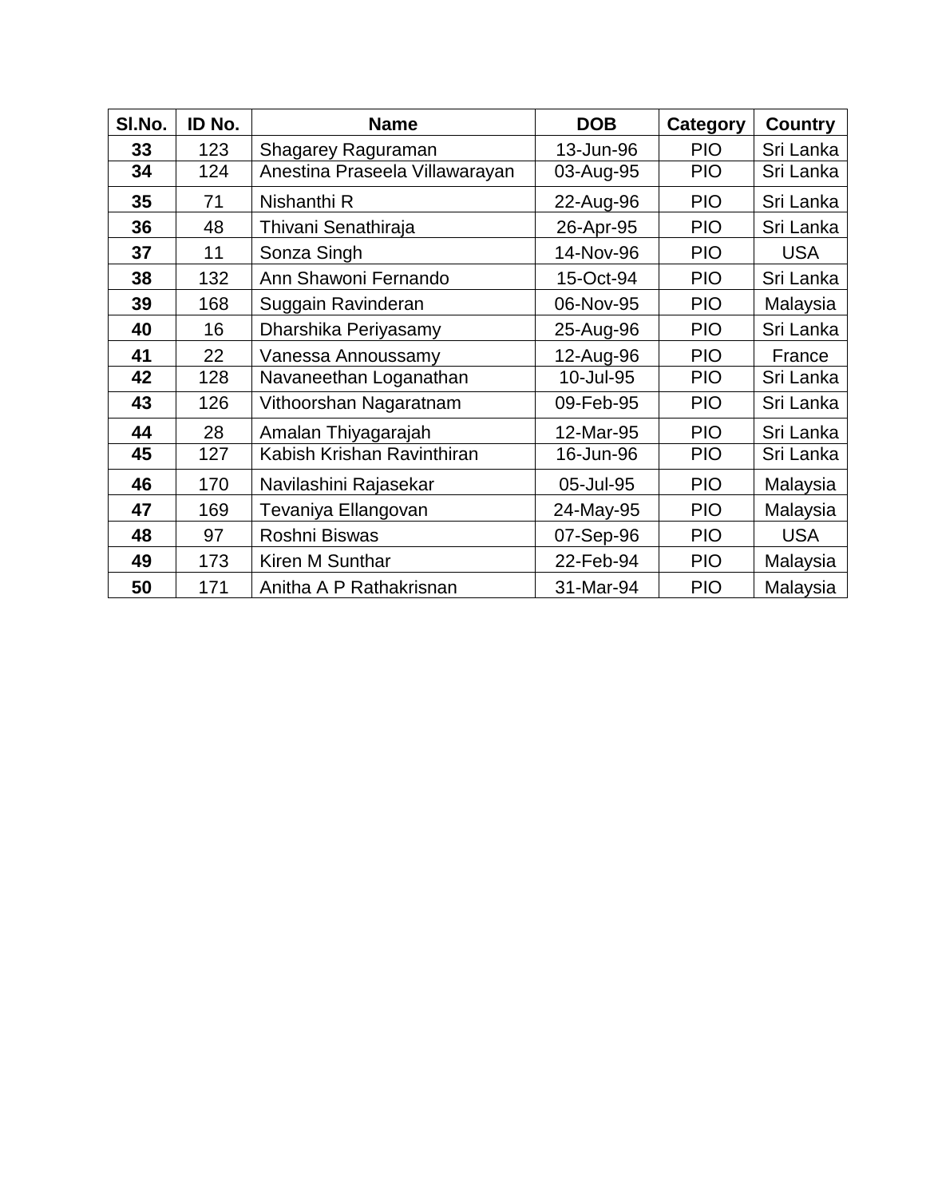| Sl.No. | ID No. | Name | DOB | Category | Country |
|---|---|---|---|---|---|
| **33** | 123 | Shagarey Raguraman | 13-Jun-96 | PIO | Sri Lanka |
| **34** | 124 | Anestina Praseela Villawarayan | 03-Aug-95 | PIO | Sri Lanka |
| **35** | 71 | Nishanthi R | 22-Aug-96 | PIO | Sri Lanka |
| **36** | 48 | Thivani Senathiraja | 26-Apr-95 | PIO | Sri Lanka |
| **37** | 11 | Sonza Singh | 14-Nov-96 | PIO | USA |
| **38** | 132 | Ann Shawoni Fernando | 15-Oct-94 | PIO | Sri Lanka |
| **39** | 168 | Suggain Ravinderan | 06-Nov-95 | PIO | Malaysia |
| **40** | 16 | Dharshika Periyasamy | 25-Aug-96 | PIO | Sri Lanka |
| **41** | 22 | Vanessa Annoussamy | 12-Aug-96 | PIO | France |
| **42** | 128 | Navaneethan Loganathan | 10-Jul-95 | PIO | Sri Lanka |
| **43** | 126 | Vithoorshan Nagaratnam | 09-Feb-95 | PIO | Sri Lanka |
| **44** | 28 | Amalan Thiyagarajah | 12-Mar-95 | PIO | Sri Lanka |
| **45** | 127 | Kabish Krishan Ravinthiran | 16-Jun-96 | PIO | Sri Lanka |
| **46** | 170 | Navilashini Rajasekar | 05-Jul-95 | PIO | Malaysia |
| **47** | 169 | Tevaniya Ellangovan | 24-May-95 | PIO | Malaysia |
| **48** | 97 | Roshni Biswas | 07-Sep-96 | PIO | USA |
| **49** | 173 | Kiren M Sunthar | 22-Feb-94 | PIO | Malaysia |
| **50** | 171 | Anitha A P Rathakrisnan | 31-Mar-94 | PIO | Malaysia |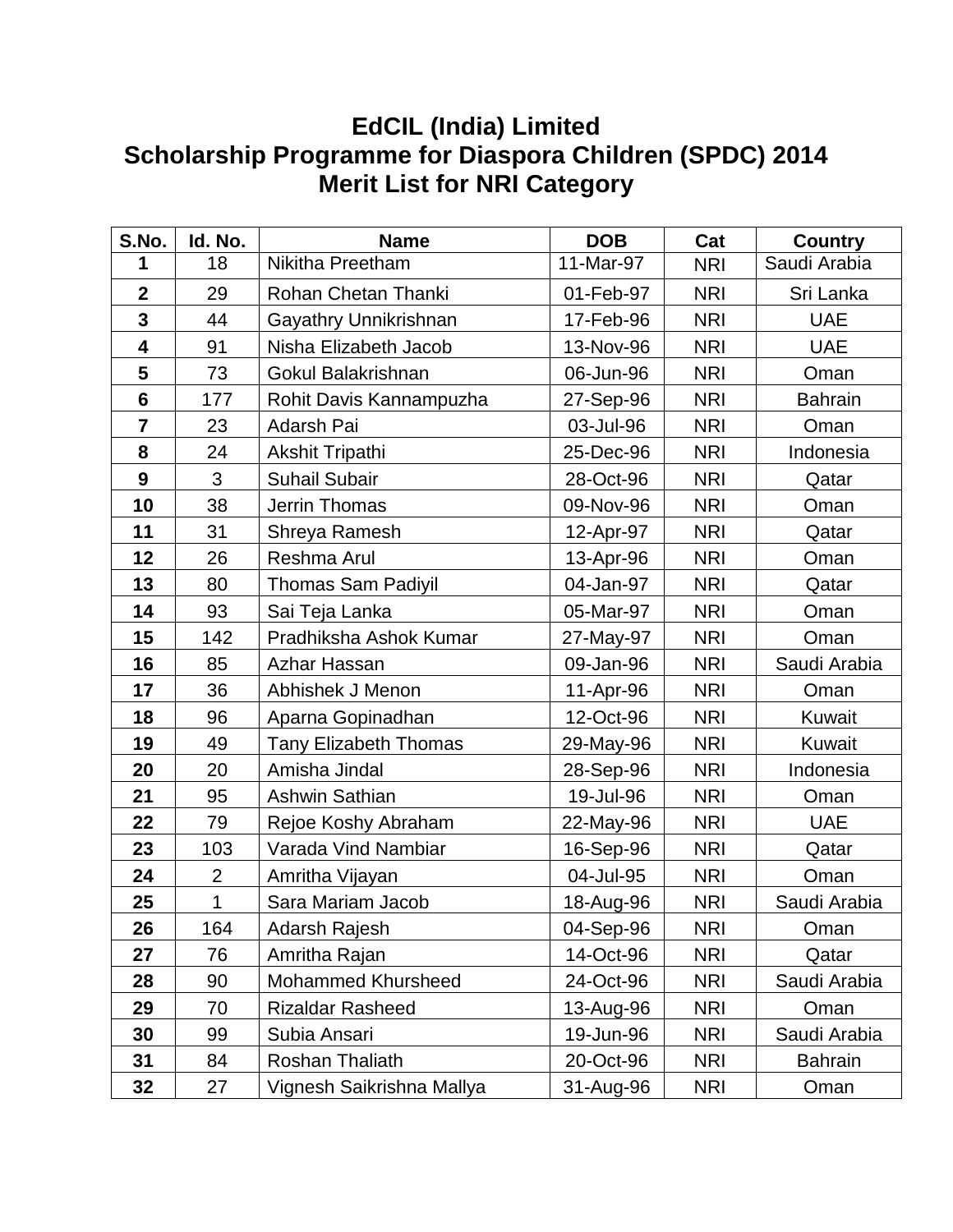# EdCIL (India) Limited
## Scholarship Programme for Diaspora Children (SPDC) 2014
## Merit List for NRI Category

| S.No. | Id. No. | Name | DOB | Cat | Country |
|---|---|---|---|---|---|
| 1 | 18 | Nikitha Preetham | 11-Mar-97 | NRI | Saudi Arabia |
| 2 | 29 | Rohan Chetan Thanki | 01-Feb-97 | NRI | Sri Lanka |
| 3 | 44 | Gayathry Unnikrishnan | 17-Feb-96 | NRI | UAE |
| 4 | 91 | Nisha Elizabeth Jacob | 13-Nov-96 | NRI | UAE |
| 5 | 73 | Gokul Balakrishnan | 06-Jun-96 | NRI | Oman |
| 6 | 177 | Rohit Davis Kannampuzha | 27-Sep-96 | NRI | Bahrain |
| 7 | 23 | Adarsh Pai | 03-Jul-96 | NRI | Oman |
| 8 | 24 | Akshit Tripathi | 25-Dec-96 | NRI | Indonesia |
| 9 | 3 | Suhail Subair | 28-Oct-96 | NRI | Qatar |
| 10 | 38 | Jerrin Thomas | 09-Nov-96 | NRI | Oman |
| 11 | 31 | Shreya Ramesh | 12-Apr-97 | NRI | Qatar |
| 12 | 26 | Reshma Arul | 13-Apr-96 | NRI | Oman |
| 13 | 80 | Thomas Sam Padiyil | 04-Jan-97 | NRI | Qatar |
| 14 | 93 | Sai Teja Lanka | 05-Mar-97 | NRI | Oman |
| 15 | 142 | Pradhiksha Ashok Kumar | 27-May-97 | NRI | Oman |
| 16 | 85 | Azhar Hassan | 09-Jan-96 | NRI | Saudi Arabia |
| 17 | 36 | Abhishek J Menon | 11-Apr-96 | NRI | Oman |
| 18 | 96 | Aparna Gopinadhan | 12-Oct-96 | NRI | Kuwait |
| 19 | 49 | Tany Elizabeth Thomas | 29-May-96 | NRI | Kuwait |
| 20 | 20 | Amisha Jindal | 28-Sep-96 | NRI | Indonesia |
| 21 | 95 | Ashwin Sathian | 19-Jul-96 | NRI | Oman |
| 22 | 79 | Rejoe Koshy Abraham | 22-May-96 | NRI | UAE |
| 23 | 103 | Varada Vind Nambiar | 16-Sep-96 | NRI | Qatar |
| 24 | 2 | Amritha Vijayan | 04-Jul-95 | NRI | Oman |
| 25 | 1 | Sara Mariam Jacob | 18-Aug-96 | NRI | Saudi Arabia |
| 26 | 164 | Adarsh Rajesh | 04-Sep-96 | NRI | Oman |
| 27 | 76 | Amritha Rajan | 14-Oct-96 | NRI | Qatar |
| 28 | 90 | Mohammed Khursheed | 24-Oct-96 | NRI | Saudi Arabia |
| 29 | 70 | Rizaldar Rasheed | 13-Aug-96 | NRI | Oman |
| 30 | 99 | Subia Ansari | 19-Jun-96 | NRI | Saudi Arabia |
| 31 | 84 | Roshan Thaliath | 20-Oct-96 | NRI | Bahrain |
| 32 | 27 | Vignesh Saikrishna Mallya | 31-Aug-96 | NRI | Oman |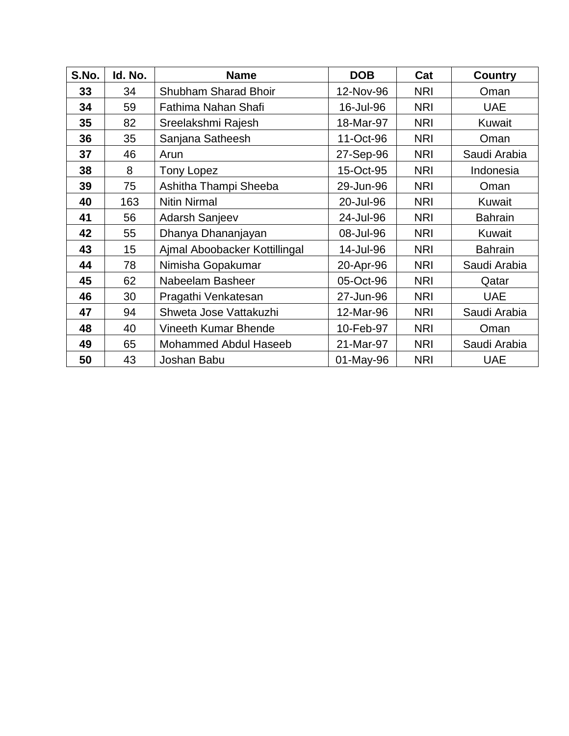| S.No. | Id. No. | Name | DOB | Cat | Country |
|---|---|---|---|---|---|
| **33** | 34 | Shubham Sharad Bhoir | 12-Nov-96 | NRI | Oman |
| **34** | 59 | Fathima Nahan Shafi | 16-Jul-96 | NRI | UAE |
| **35** | 82 | Sreelakshmi Rajesh | 18-Mar-97 | NRI | Kuwait |
| **36** | 35 | Sanjana Satheesh | 11-Oct-96 | NRI | Oman |
| **37** | 46 | Arun | 27-Sep-96 | NRI | Saudi Arabia |
| **38** | 8 | Tony Lopez | 15-Oct-95 | NRI | Indonesia |
| **39** | 75 | Ashitha Thampi Sheeba | 29-Jun-96 | NRI | Oman |
| **40** | 163 | Nitin Nirmal | 20-Jul-96 | NRI | Kuwait |
| **41** | 56 | Adarsh Sanjeev | 24-Jul-96 | NRI | Bahrain |
| **42** | 55 | Dhanya Dhananjayan | 08-Jul-96 | NRI | Kuwait |
| **43** | 15 | Ajmal Aboobacker Kottillingal | 14-Jul-96 | NRI | Bahrain |
| **44** | 78 | Nimisha Gopakumar | 20-Apr-96 | NRI | Saudi Arabia |
| **45** | 62 | Nabeelam Basheer | 05-Oct-96 | NRI | Qatar |
| **46** | 30 | Pragathi Venkatesan | 27-Jun-96 | NRI | UAE |
| **47** | 94 | Shweta Jose Vattakuzhi | 12-Mar-96 | NRI | Saudi Arabia |
| **48** | 40 | Vineeth Kumar Bhende | 10-Feb-97 | NRI | Oman |
| **49** | 65 | Mohammed Abdul Haseeb | 21-Mar-97 | NRI | Saudi Arabia |
| **50** | 43 | Joshan Babu | 01-May-96 | NRI | UAE |